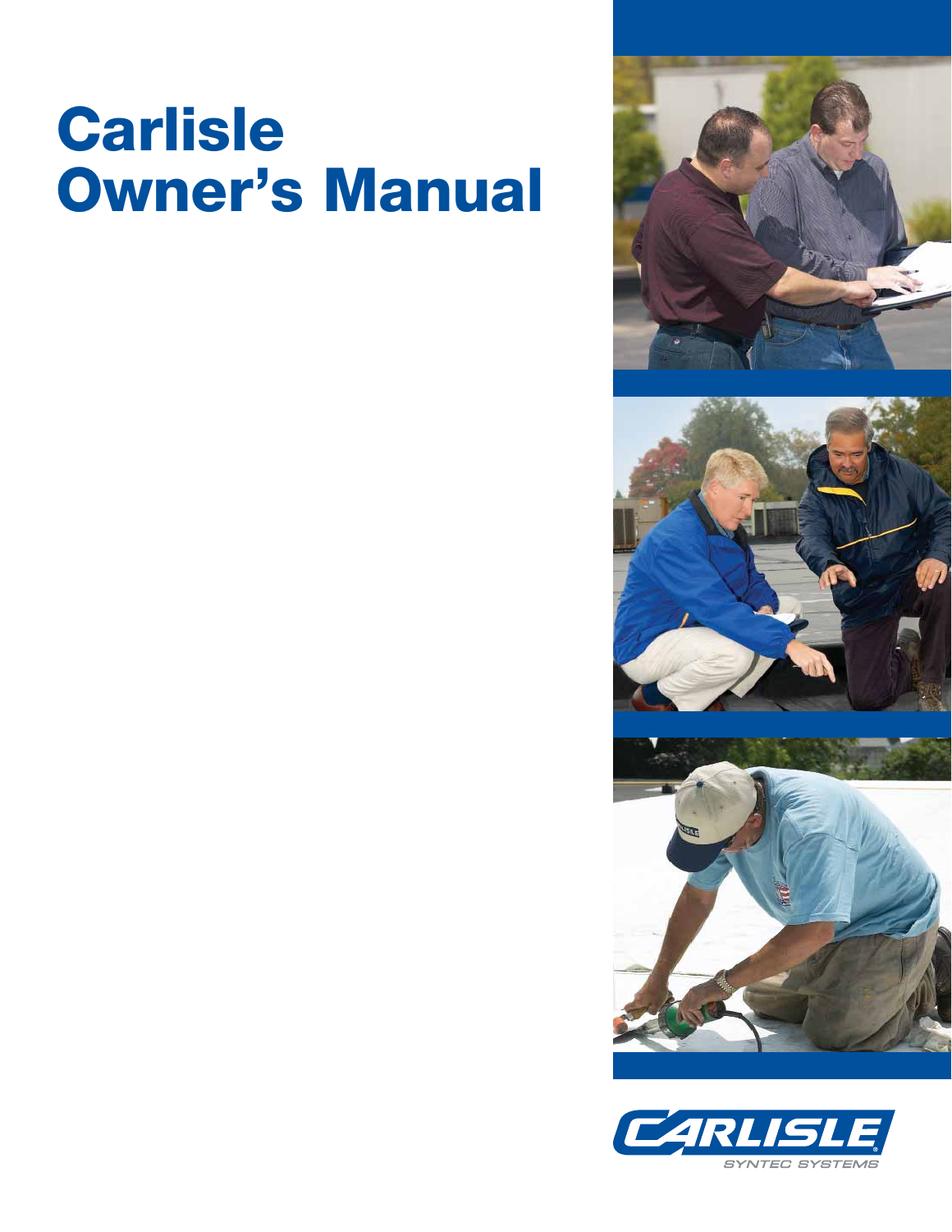# Carlisle Owner's Manual

CARLISLE
SYNTEC SYSTEMS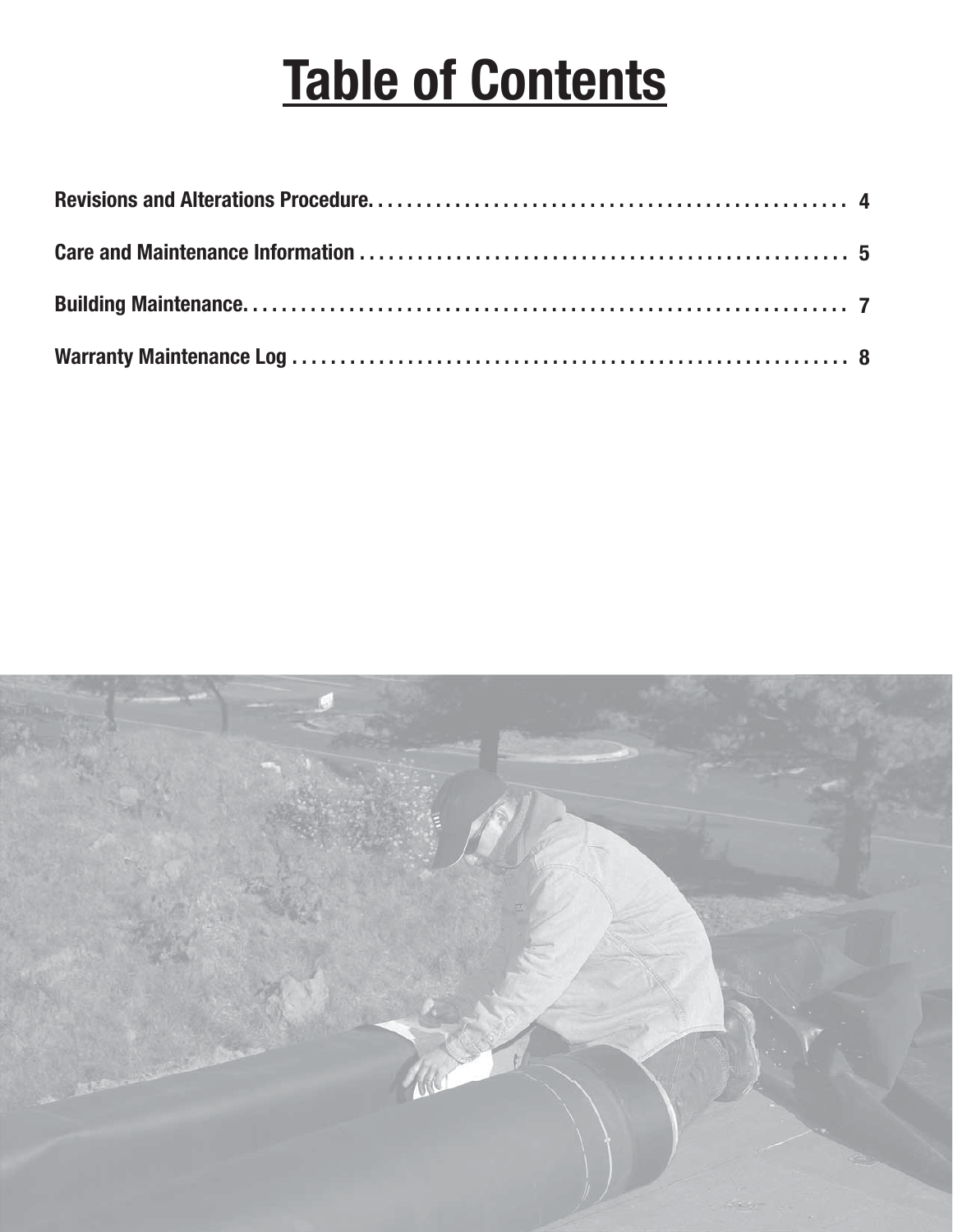# Table of Contents

Revisions and Alterations Procedure. . . . . . . . . . . . . . . . . . . . . . . . . . . . . . . . . . . . . . . . . . . . . . . . . . 4

Care and Maintenance Information . . . . . . . . . . . . . . . . . . . . . . . . . . . . . . . . . . . . . . . . . . . . . . . . . . . 5

Building Maintenance. . . . . . . . . . . . . . . . . . . . . . . . . . . . . . . . . . . . . . . . . . . . . . . . . . . . . . . . . . . . . . 7

Warranty Maintenance Log . . . . . . . . . . . . . . . . . . . . . . . . . . . . . . . . . . . . . . . . . . . . . . . . . . . . . . . . . 8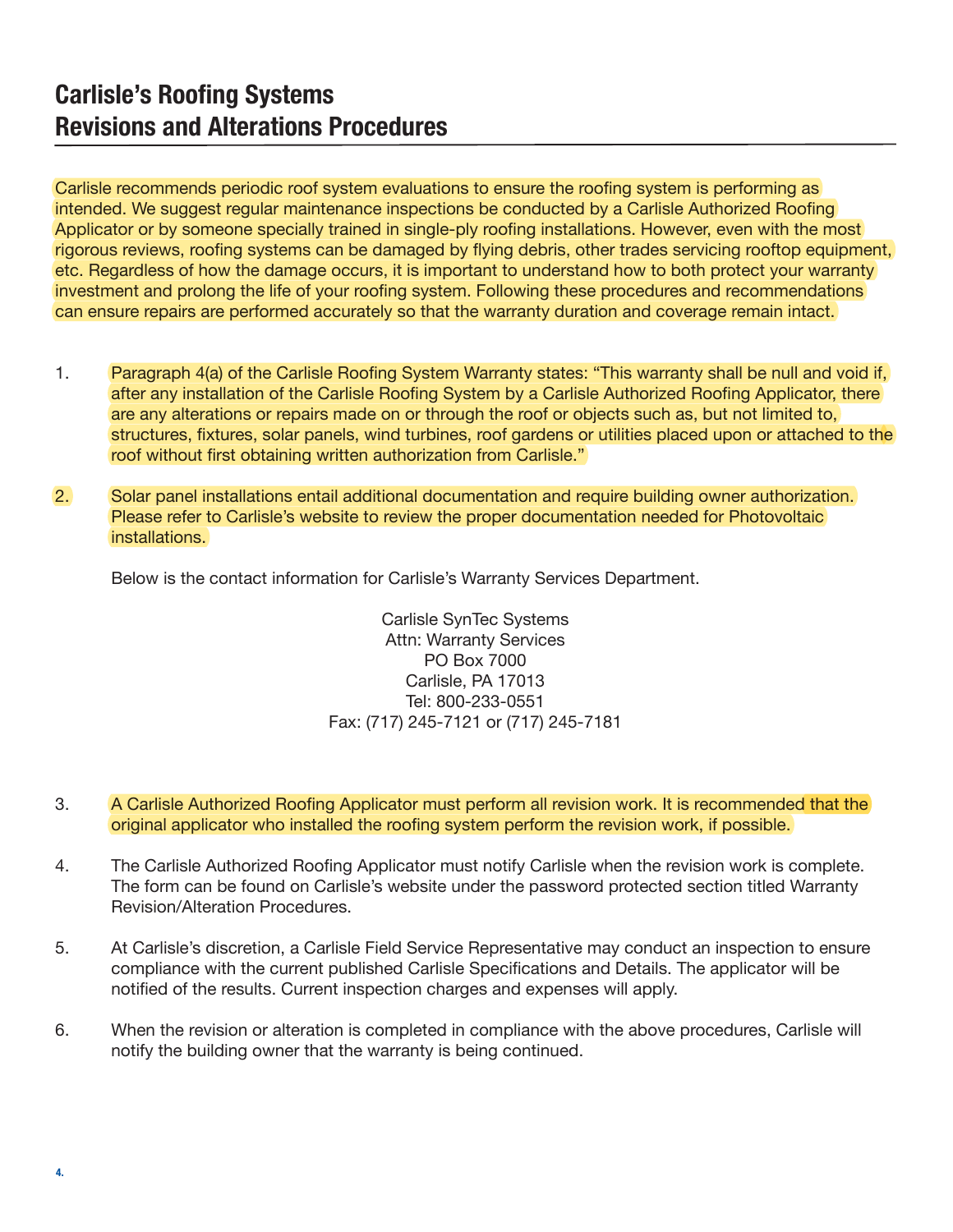# Carlisle's Roofing Systems
# Revisions and Alterations Procedures

Carlisle recommends periodic roof system evaluations to ensure the roofing system is performing as intended. We suggest regular maintenance inspections be conducted by a Carlisle Authorized Roofing Applicator or by someone specially trained in single-ply roofing installations. However, even with the most rigorous reviews, roofing systems can be damaged by flying debris, other trades servicing rooftop equipment, etc. Regardless of how the damage occurs, it is important to understand how to both protect your warranty investment and prolong the life of your roofing system. Following these procedures and recommendations can ensure repairs are performed accurately so that the warranty duration and coverage remain intact.

1. Paragraph 4(a) of the Carlisle Roofing System Warranty states: "This warranty shall be null and void if, after any installation of the Carlisle Roofing System by a Carlisle Authorized Roofing Applicator, there are any alterations or repairs made on or through the roof or objects such as, but not limited to, structures, fixtures, solar panels, wind turbines, roof gardens or utilities placed upon or attached to the roof without first obtaining written authorization from Carlisle."

2. Solar panel installations entail additional documentation and require building owner authorization. Please refer to Carlisle's website to review the proper documentation needed for Photovoltaic installations.

   Below is the contact information for Carlisle's Warranty Services Department.

   Carlisle SynTec Systems
   Attn: Warranty Services
   PO Box 7000
   Carlisle, PA 17013
   Tel: 800-233-0551
   Fax: (717) 245-7121 or (717) 245-7181

3. A Carlisle Authorized Roofing Applicator must perform all revision work. It is recommended that the original applicator who installed the roofing system perform the revision work, if possible.

4. The Carlisle Authorized Roofing Applicator must notify Carlisle when the revision work is complete. The form can be found on Carlisle's website under the password protected section titled Warranty Revision/Alteration Procedures.

5. At Carlisle's discretion, a Carlisle Field Service Representative may conduct an inspection to ensure compliance with the current published Carlisle Specifications and Details. The applicator will be notified of the results. Current inspection charges and expenses will apply.

6. When the revision or alteration is completed in compliance with the above procedures, Carlisle will notify the building owner that the warranty is being continued.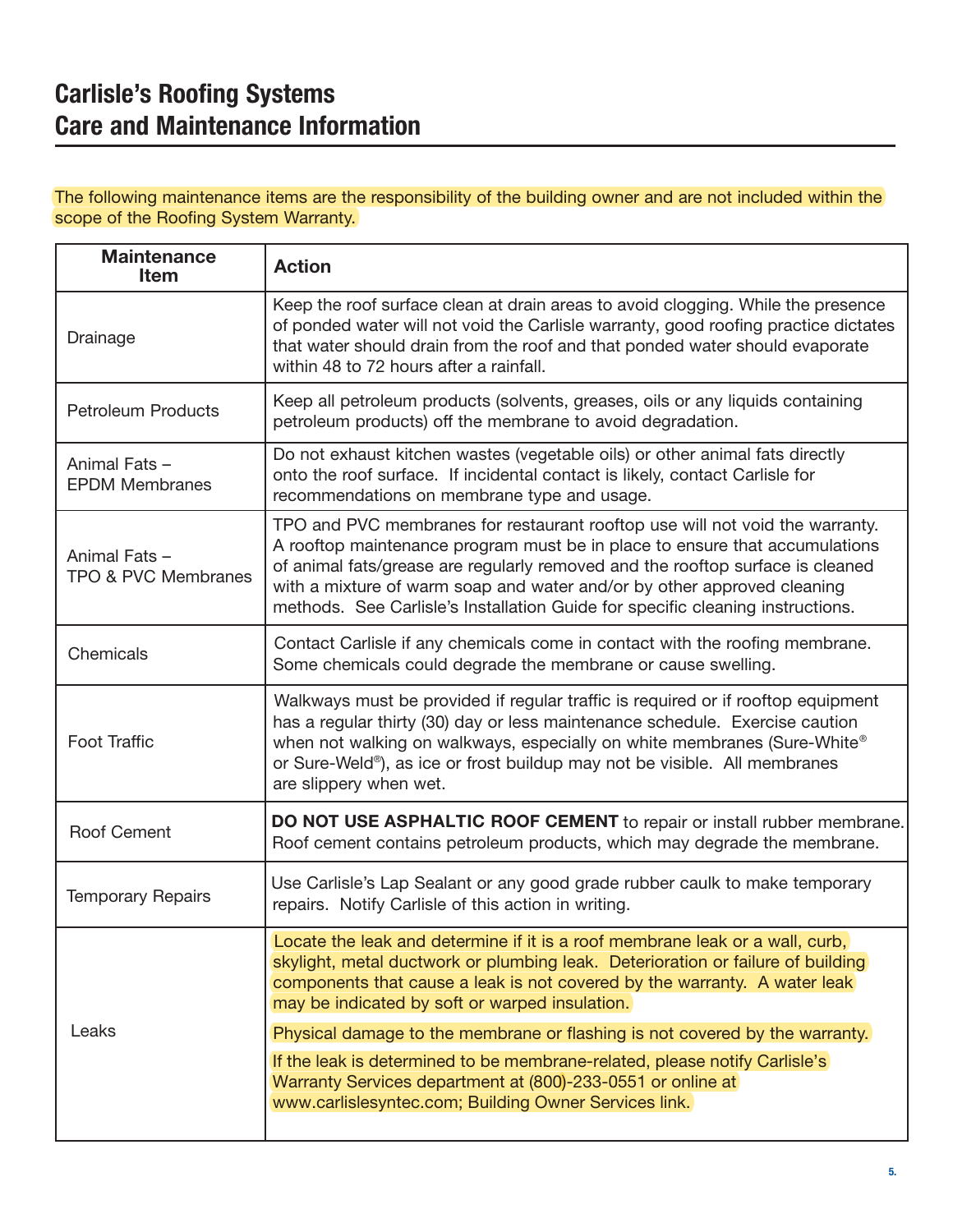# Carlisle's Roofing Systems
# Care and Maintenance Information

The following maintenance items are the responsibility of the building owner and are not included within the scope of the Roofing System Warranty.

| Maintenance Item | Action |
| --- | --- |
| Drainage | Keep the roof surface clean at drain areas to avoid clogging. While the presence of ponded water will not void the Carlisle warranty, good roofing practice dictates that water should drain from the roof and that ponded water should evaporate within 48 to 72 hours after a rainfall. |
| Petroleum Products | Keep all petroleum products (solvents, greases, oils or any liquids containing petroleum products) off the membrane to avoid degradation. |
| Animal Fats – EPDM Membranes | Do not exhaust kitchen wastes (vegetable oils) or other animal fats directly onto the roof surface. If incidental contact is likely, contact Carlisle for recommendations on membrane type and usage. |
| Animal Fats – TPO & PVC Membranes | TPO and PVC membranes for restaurant rooftop use will not void the warranty. A rooftop maintenance program must be in place to ensure that accumulations of animal fats/grease are regularly removed and the rooftop surface is cleaned with a mixture of warm soap and water and/or by other approved cleaning methods. See Carlisle's Installation Guide for specific cleaning instructions. |
| Chemicals | Contact Carlisle if any chemicals come in contact with the roofing membrane. Some chemicals could degrade the membrane or cause swelling. |
| Foot Traffic | Walkways must be provided if regular traffic is required or if rooftop equipment has a regular thirty (30) day or less maintenance schedule. Exercise caution when not walking on walkways, especially on white membranes (Sure-White® or Sure-Weld®), as ice or frost buildup may not be visible. All membranes are slippery when wet. |
| Roof Cement | **DO NOT USE ASPHALTIC ROOF CEMENT** to repair or install rubber membrane. Roof cement contains petroleum products, which may degrade the membrane. |
| Temporary Repairs | Use Carlisle's Lap Sealant or any good grade rubber caulk to make temporary repairs. Notify Carlisle of this action in writing. |
| Leaks | Locate the leak and determine if it is a roof membrane leak or a wall, curb, skylight, metal ductwork or plumbing leak. Deterioration or failure of building components that cause a leak is not covered by the warranty. A water leak may be indicated by soft or warped insulation.<br><br>Physical damage to the membrane or flashing is not covered by the warranty.<br><br>If the leak is determined to be membrane-related, please notify Carlisle's Warranty Services department at (800)-233-0551 or online at www.carlislesyntec.com; Building Owner Services link. |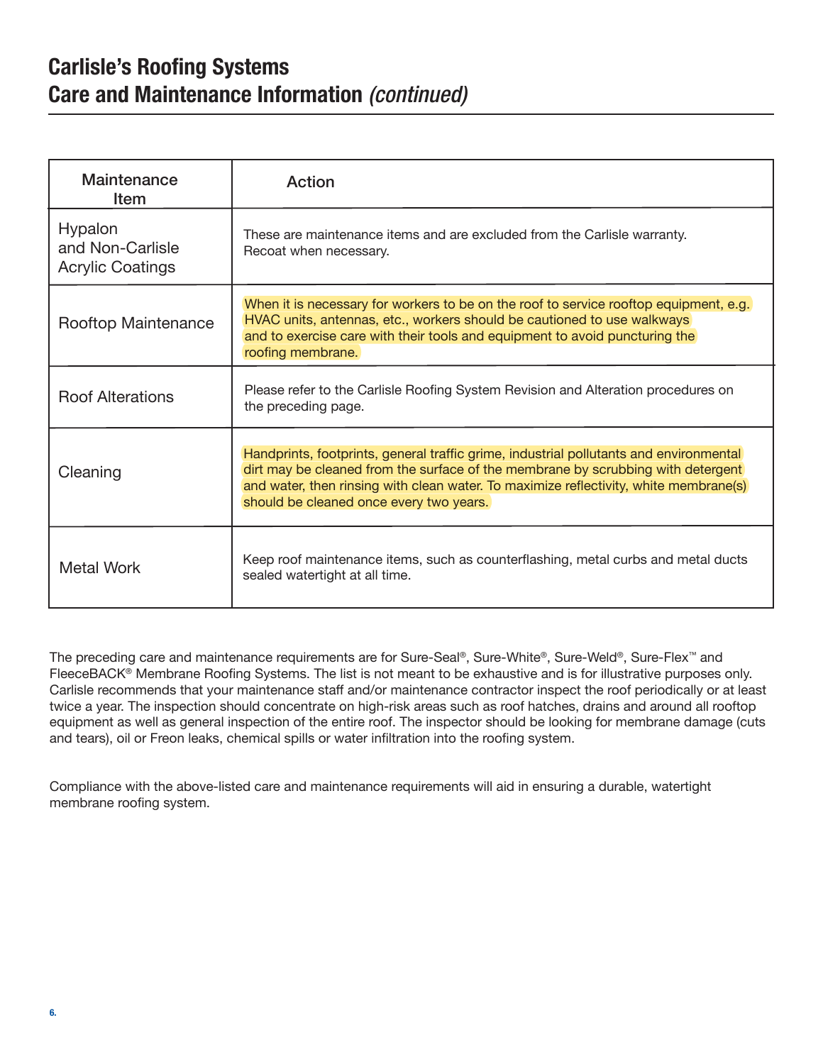# Carlisle's Roofing Systems
# Care and Maintenance Information *(continued)*

| Maintenance Item | Action |
| --- | --- |
| Hypalon and Non-Carlisle Acrylic Coatings | These are maintenance items and are excluded from the Carlisle warranty. Recoat when necessary. |
| Rooftop Maintenance | When it is necessary for workers to be on the roof to service rooftop equipment, e.g. HVAC units, antennas, etc., workers should be cautioned to use walkways and to exercise care with their tools and equipment to avoid puncturing the roofing membrane. |
| Roof Alterations | Please refer to the Carlisle Roofing System Revision and Alteration procedures on the preceding page. |
| Cleaning | Handprints, footprints, general traffic grime, industrial pollutants and environmental dirt may be cleaned from the surface of the membrane by scrubbing with detergent and water, then rinsing with clean water. To maximize reflectivity, white membrane(s) should be cleaned once every two years. |
| Metal Work | Keep roof maintenance items, such as counterflashing, metal curbs and metal ducts sealed watertight at all time. |

The preceding care and maintenance requirements are for Sure-Seal®, Sure-White®, Sure-Weld®, Sure-Flex™ and FleeceBACK® Membrane Roofing Systems. The list is not meant to be exhaustive and is for illustrative purposes only. Carlisle recommends that your maintenance staff and/or maintenance contractor inspect the roof periodically or at least twice a year. The inspection should concentrate on high-risk areas such as roof hatches, drains and around all rooftop equipment as well as general inspection of the entire roof. The inspector should be looking for membrane damage (cuts and tears), oil or Freon leaks, chemical spills or water infiltration into the roofing system.

Compliance with the above-listed care and maintenance requirements will aid in ensuring a durable, watertight membrane roofing system.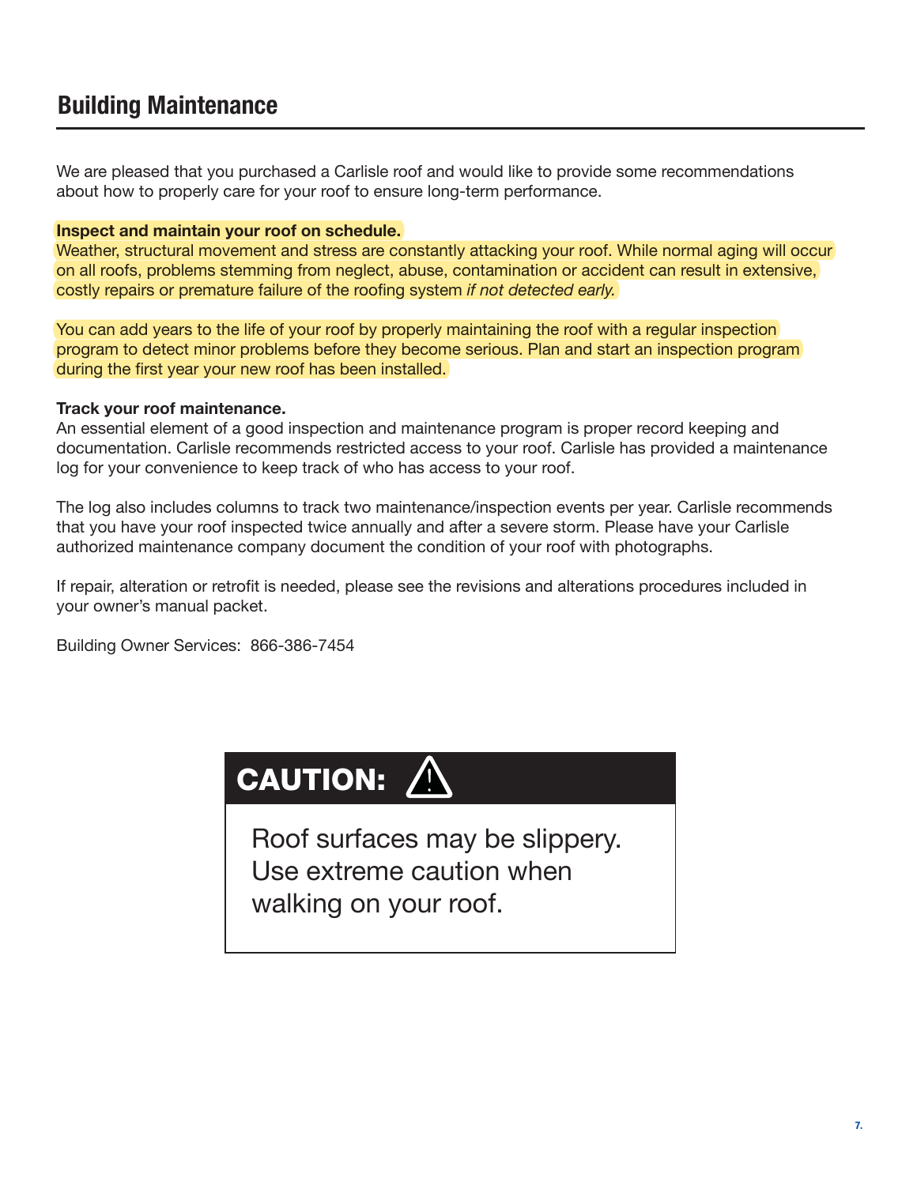## Building Maintenance

We are pleased that you purchased a Carlisle roof and would like to provide some recommendations about how to properly care for your roof to ensure long-term performance.

**Inspect and maintain your roof on schedule.**
Weather, structural movement and stress are constantly attacking your roof. While normal aging will occur on all roofs, problems stemming from neglect, abuse, contamination or accident can result in extensive, costly repairs or premature failure of the roofing system *if not detected early.*

You can add years to the life of your roof by properly maintaining the roof with a regular inspection program to detect minor problems before they become serious. Plan and start an inspection program during the first year your new roof has been installed.

**Track your roof maintenance.**
An essential element of a good inspection and maintenance program is proper record keeping and documentation. Carlisle recommends restricted access to your roof. Carlisle has provided a maintenance log for your convenience to keep track of who has access to your roof.

The log also includes columns to track two maintenance/inspection events per year. Carlisle recommends that you have your roof inspected twice annually and after a severe storm. Please have your Carlisle authorized maintenance company document the condition of your roof with photographs.

If repair, alteration or retrofit is needed, please see the revisions and alterations procedures included in your owner's manual packet.

Building Owner Services: 866-386-7454

**CAUTION:**

Roof surfaces may be slippery. Use extreme caution when walking on your roof.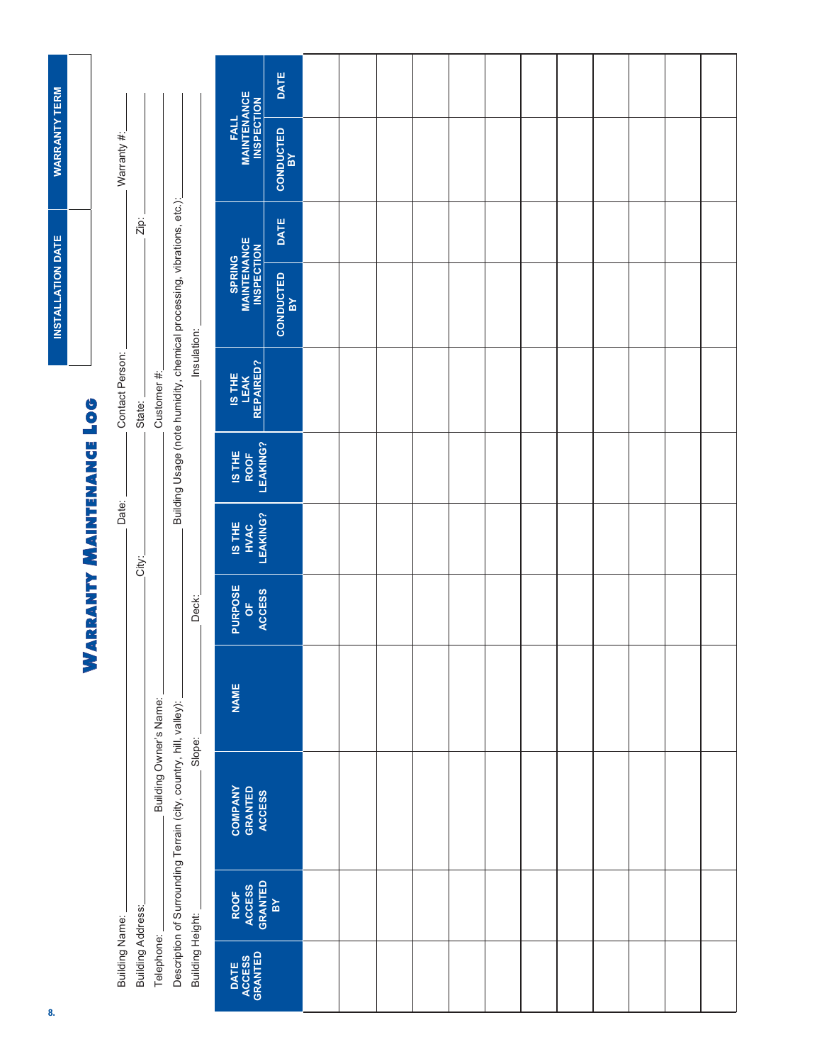| INSTALLATION DATE | WARRANTY TERM |
| --- | --- |
| | |

# Warranty Maintenance Log

Building Name: \_\_\_\_\_\_\_\_\_\_ Date: \_\_\_\_\_\_\_\_\_\_ Contact Person: \_\_\_\_\_\_\_\_\_\_ Warranty #: \_\_\_\_\_\_\_\_\_\_

Building Address: \_\_\_\_\_\_\_\_\_\_ City: \_\_\_\_\_\_\_\_\_\_ State: \_\_\_\_\_\_\_\_\_\_ Zip: \_\_\_\_\_\_\_\_\_\_

Telephone: \_\_\_\_\_\_\_\_\_\_ Building Owner's Name: \_\_\_\_\_\_\_\_\_\_ Customer #: \_\_\_\_\_\_\_\_\_\_

Description of Surrounding Terrain (city, country, hill, valley): \_\_\_\_\_\_\_\_\_\_ Building Usage (note humidity, chemical processing, vibrations, etc.): \_\_\_\_\_\_\_\_\_\_

Building Height: \_\_\_\_\_\_\_\_\_\_ Slope: \_\_\_\_\_\_\_\_\_\_ Deck: \_\_\_\_\_\_\_\_\_\_ Insulation: \_\_\_\_\_\_\_\_\_\_

| DATE ACCESS GRANTED | ROOF ACCESS GRANTED BY | COMPANY GRANTED ACCESS | NAME | PURPOSE OF ACCESS | IS THE HVAC LEAKING? | IS THE ROOF LEAKING? | IS THE LEAK REPAIRED? | SPRING MAINTENANCE INSPECTION | | FALL MAINTENANCE INSPECTION | |
| --- | --- | --- | --- | --- | --- | --- | --- | --- | --- | --- | --- |
| | | | | | | | | CONDUCTED BY | DATE | CONDUCTED BY | DATE |
| | | | | | | | | | | | |
| | | | | | | | | | | | |
| | | | | | | | | | | | |
| | | | | | | | | | | | |
| | | | | | | | | | | | |
| | | | | | | | | | | | |
| | | | | | | | | | | | |
| | | | | | | | | | | | |
| | | | | | | | | | | | |
| | | | | | | | | | | | |
| | | | | | | | | | | | |
| | | | | | | | | | | | |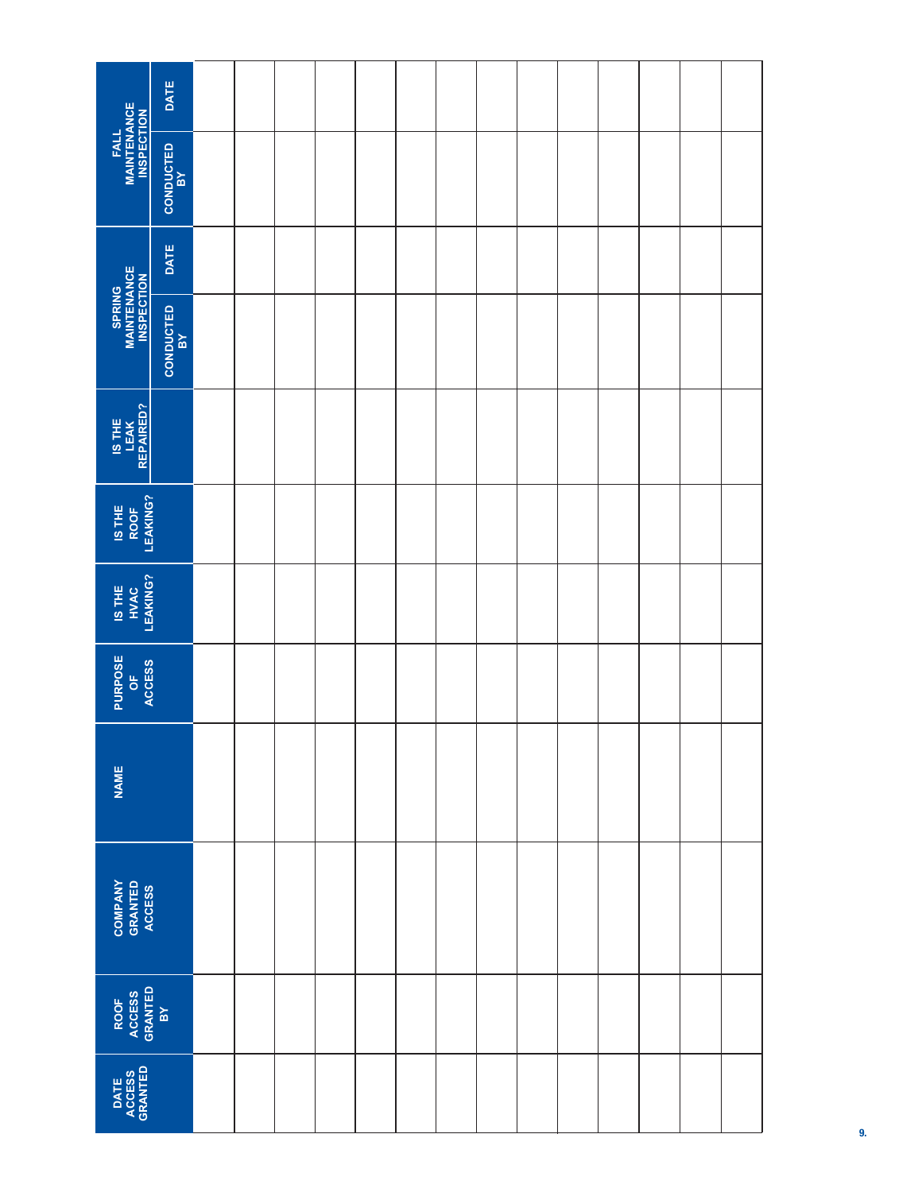| DATE ACCESS GRANTED | ROOF ACCESS GRANTED BY | COMPANY GRANTED ACCESS | NAME | PURPOSE OF ACCESS | IS THE HVAC LEAKING? | IS THE ROOF LEAKING? | IS THE LEAK REPAIRED? | SPRING MAINTENANCE INSPECTION | | FALL MAINTENANCE INSPECTION | |
|---|---|---|---|---|---|---|---|---|---|---|---|
| | | | | | | | | CONDUCTED BY | DATE | CONDUCTED BY | DATE |
| | | | | | | | | | | | |
| | | | | | | | | | | | |
| | | | | | | | | | | | |
| | | | | | | | | | | | |
| | | | | | | | | | | | |
| | | | | | | | | | | | |
| | | | | | | | | | | | |
| | | | | | | | | | | | |
| | | | | | | | | | | | |
| | | | | | | | | | | | |
| | | | | | | | | | | | |
| | | | | | | | | | | | |
| | | | | | | | | | | | |
| | | | | | | | | | | | |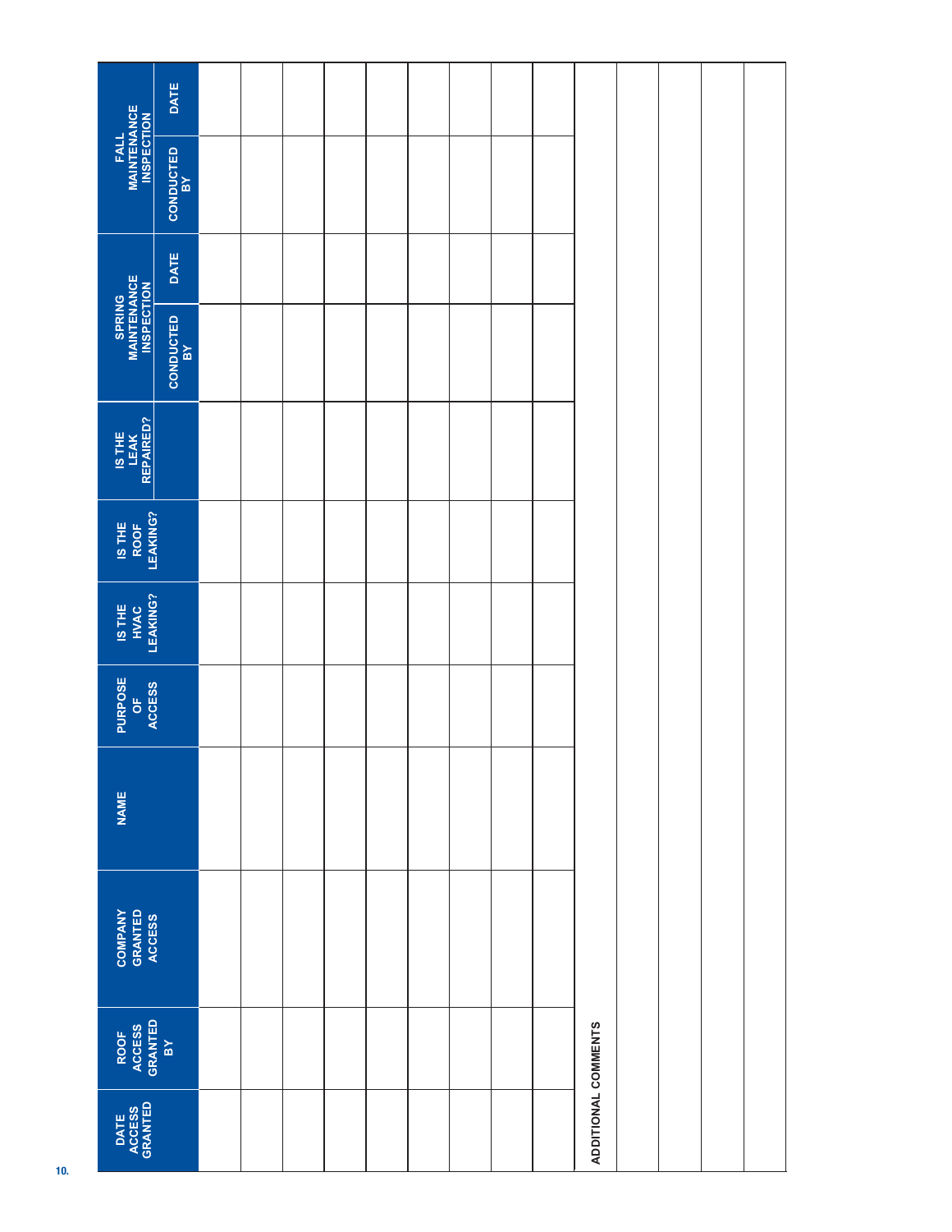| DATE ACCESS GRANTED | ROOF ACCESS GRANTED BY | COMPANY GRANTED ACCESS | NAME | PURPOSE OF ACCESS | IS THE HVAC LEAKING? | IS THE ROOF LEAKING? | IS THE LEAK REPAIRED? | SPRING MAINTENANCE INSPECTION | | FALL MAINTENANCE INSPECTION | |
|---|---|---|---|---|---|---|---|---|---|---|---|
| | | | | | | | | CONDUCTED BY | DATE | CONDUCTED BY | DATE |
| | | | | | | | | | | | |
| | | | | | | | | | | | |
| | | | | | | | | | | | |
| | | | | | | | | | | | |
| | | | | | | | | | | | |
| | | | | | | | | | | | |
| | | | | | | | | | | | |
| | | | | | | | | | | | |
| | | | | | | | | | | | |

| ADDITIONAL COMMENTS |
|---|
| |
| |
| |
| |
| |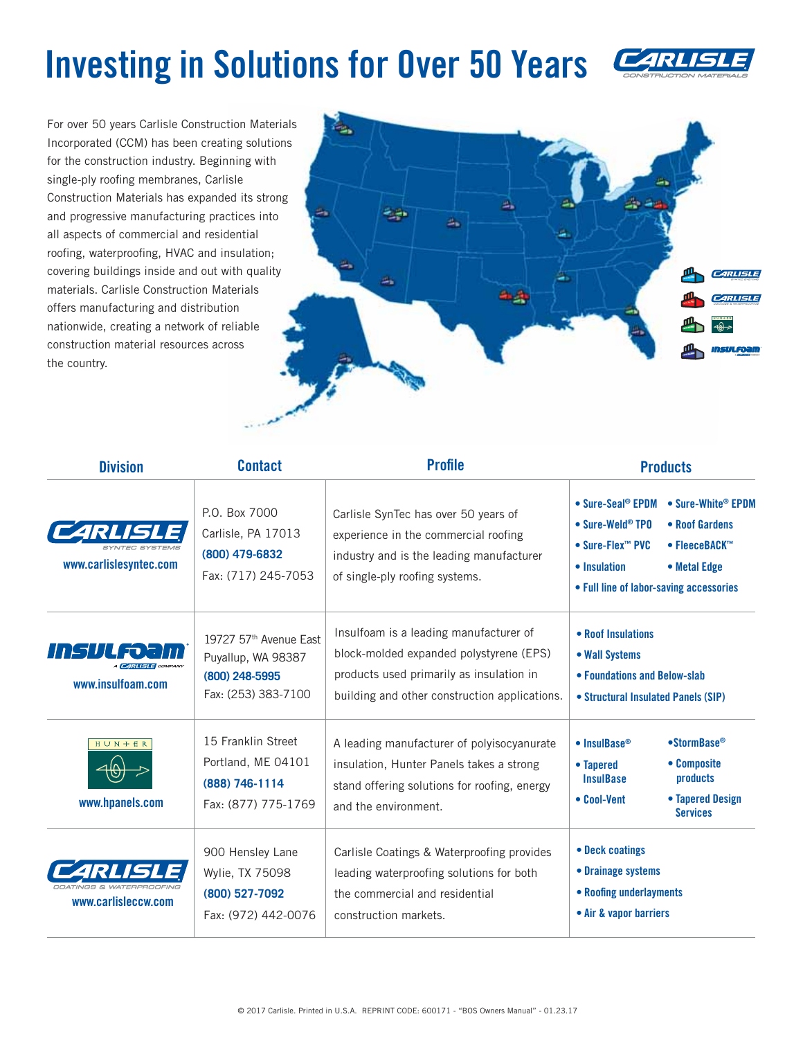# Investing in Solutions for Over 50 Years

For over 50 years Carlisle Construction Materials Incorporated (CCM) has been creating solutions for the construction industry. Beginning with single-ply roofing membranes, Carlisle Construction Materials has expanded its strong and progressive manufacturing practices into all aspects of commercial and residential roofing, waterproofing, HVAC and insulation; covering buildings inside and out with quality materials. Carlisle Construction Materials offers manufacturing and distribution nationwide, creating a network of reliable construction material resources across the country.

| Division | Contact | Profile | Products |
|---|---|---|---|
| CARLISLE SYNTEC SYSTEMS<br>www.carlislesyntec.com | P.O. Box 7000<br>Carlisle, PA 17013<br>**(800) 479-6832**<br>Fax: (717) 245-7053 | Carlisle SynTec has over 50 years of experience in the commercial roofing industry and is the leading manufacturer of single-ply roofing systems. | • Sure-Seal® EPDM<br>• Sure-White® EPDM<br>• Sure-Weld® TPO<br>• Roof Gardens<br>• Sure-Flex™ PVC<br>• FleeceBACK™<br>• Insulation<br>• Metal Edge<br>• Full line of labor-saving accessories |
| INSULFOAM A CARLISLE COMPANY<br>www.insulfoam.com | 19727 57th Avenue East<br>Puyallup, WA 98387<br>**(800) 248-5995**<br>Fax: (253) 383-7100 | Insulfoam is a leading manufacturer of block-molded expanded polystyrene (EPS) products used primarily as insulation in building and other construction applications. | • Roof Insulations<br>• Wall Systems<br>• Foundations and Below-slab<br>• Structural Insulated Panels (SIP) |
| HUNTER<br>www.hpanels.com | 15 Franklin Street<br>Portland, ME 04101<br>**(888) 746-1114**<br>Fax: (877) 775-1769 | A leading manufacturer of polyisocyanurate insulation, Hunter Panels takes a strong stand offering solutions for roofing, energy and the environment. | • InsulBase®<br>• StormBase®<br>• Tapered InsulBase<br>• Composite products<br>• Cool-Vent<br>• Tapered Design Services |
| CARLISLE COATINGS & WATERPROOFING<br>www.carlisleccw.com | 900 Hensley Lane<br>Wylie, TX 75098<br>**(800) 527-7092**<br>Fax: (972) 442-0076 | Carlisle Coatings & Waterproofing provides leading waterproofing solutions for both the commercial and residential construction markets. | • Deck coatings<br>• Drainage systems<br>• Roofing underlayments<br>• Air & vapor barriers |

© 2017 Carlisle. Printed in U.S.A. REPRINT CODE: 600171 - "BOS Owners Manual" - 01.23.17